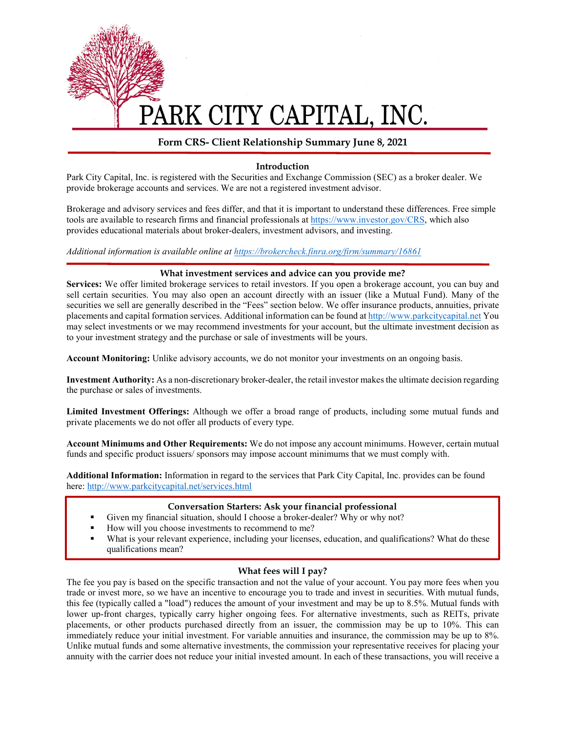# PARK CITY CAPITAL, INC.

## Form CRS- Client Relationship Summary June 8, 2021

### Introduction

Park City Capital, Inc. is registered with the Securities and Exchange Commission (SEC) as a broker dealer. We provide brokerage accounts and services. We are not a registered investment advisor.

Brokerage and advisory services and fees differ, and that it is important to understand these differences. Free simple tools are available to research firms and financial professionals at https://www.investor.gov/CRS, which also provides educational materials about broker-dealers, investment advisors, and investing.

*Additional information is available online at https://brokercheck.finra.org/firm/summary/16861*

### What investment services and advice can you provide me?

**Services:** We offer limited brokerage services to retail investors. If you open a brokerage account, you can buy and sell certain securities. You may also open an account directly with an issuer (like a Mutual Fund). Many of the securities we sell are generally described in the "Fees" section below. We offer insurance products, annuities, private placements and capital formation services. Additional information can be found at http://www.parkcitycapital.net You may select investments or we may recommend investments for your account, but the ultimate investment decision as to your investment strategy and the purchase or sale of investments will be yours.

**Account Monitoring:** Unlike advisory accounts, we do not monitor your investments on an ongoing basis.

**Investment Authority:** As a non-discretionary broker-dealer, the retail investor makes the ultimate decision regarding the purchase or sales of investments.

**Limited Investment Offerings:** Although we offer a broad range of products, including some mutual funds and private placements we do not offer all products of every type.

**Account Minimums and Other Requirements:** We do not impose any account minimums. However, certain mutual funds and specific product issuers/ sponsors may impose account minimums that we must comply with.

**Additional Information:** Information in regard to the services that Park City Capital, Inc. provides can be found here: http://www.parkcitycapital.net/services.html

#### Conversation Starters: Ask your financial professional

- Given my financial situation, should I choose a broker-dealer? Why or why not?
- How will you choose investments to recommend to me?
- What is your relevant experience, including your licenses, education, and qualifications? What do these qualifications mean?

### What fees will I pay?

The fee you pay is based on the specific transaction and not the value of your account. You pay more fees when you trade or invest more, so we have an incentive to encourage you to trade and invest in securities. With mutual funds, this fee (typically called a "load") reduces the amount of your investment and may be up to 8.5%. Mutual funds with lower up-front charges, typically carry higher ongoing fees. For alternative investments, such as REITs, private placements, or other products purchased directly from an issuer, the commission may be up to 10%. This can immediately reduce your initial investment. For variable annuities and insurance, the commission may be up to 8%. Unlike mutual funds and some alternative investments, the commission your representative receives for placing your annuity with the carrier does not reduce your initial invested amount. In each of these transactions, you will receive a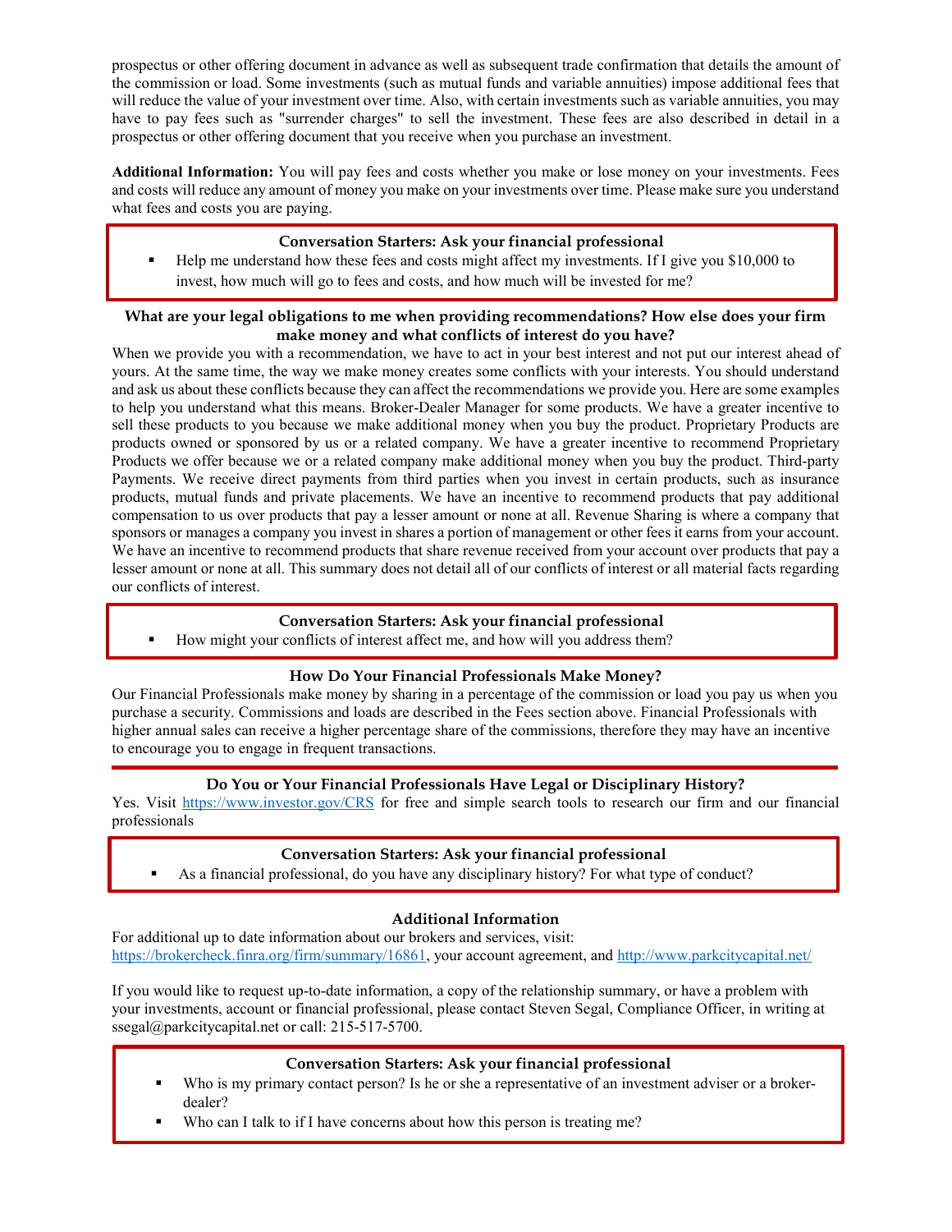prospectus or other offering document in advance as well as subsequent trade confirmation that details the amount of the commission or load. Some investments (such as mutual funds and variable annuities) impose additional fees that will reduce the value of your investment over time. Also, with certain investments such as variable annuities, you may have to pay fees such as "surrender charges" to sell the investment. These fees are also described in detail in a prospectus or other offering document that you receive when you purchase an investment.

**Additional Information:** You will pay fees and costs whether you make or lose money on your investments. Fees and costs will reduce any amount of money you make on your investments over time. Please make sure you understand what fees and costs you are paying.

**Conversation Starters: Ask your financial professional**

- Help me understand how these fees and costs might affect my investments. If I give you $10,000 to invest, how much will go to fees and costs, and how much will be invested for me?

### What are your legal obligations to me when providing recommendations? How else does your firm make money and what conflicts of interest do you have?

When we provide you with a recommendation, we have to act in your best interest and not put our interest ahead of yours. At the same time, the way we make money creates some conflicts with your interests. You should understand and ask us about these conflicts because they can affect the recommendations we provide you. Here are some examples to help you understand what this means. Broker-Dealer Manager for some products. We have a greater incentive to sell these products to you because we make additional money when you buy the product. Proprietary Products are products owned or sponsored by us or a related company. We have a greater incentive to recommend Proprietary Products we offer because we or a related company make additional money when you buy the product. Third-party Payments. We receive direct payments from third parties when you invest in certain products, such as insurance products, mutual funds and private placements. We have an incentive to recommend products that pay additional compensation to us over products that pay a lesser amount or none at all. Revenue Sharing is where a company that sponsors or manages a company you invest in shares a portion of management or other fees it earns from your account. We have an incentive to recommend products that share revenue received from your account over products that pay a lesser amount or none at all. This summary does not detail all of our conflicts of interest or all material facts regarding our conflicts of interest.

**Conversation Starters: Ask your financial professional**

- How might your conflicts of interest affect me, and how will you address them?

### How Do Your Financial Professionals Make Money?

Our Financial Professionals make money by sharing in a percentage of the commission or load you pay us when you purchase a security. Commissions and loads are described in the Fees section above. Financial Professionals with higher annual sales can receive a higher percentage share of the commissions, therefore they may have an incentive to encourage you to engage in frequent transactions.

### Do You or Your Financial Professionals Have Legal or Disciplinary History?

Yes. Visit https://www.investor.gov/CRS for free and simple search tools to research our firm and our financial professionals

**Conversation Starters: Ask your financial professional**

- As a financial professional, do you have any disciplinary history? For what type of conduct?

### Additional Information

For additional up to date information about our brokers and services, visit: https://brokercheck.finra.org/firm/summary/16861, your account agreement, and http://www.parkcitycapital.net/

If you would like to request up-to-date information, a copy of the relationship summary, or have a problem with your investments, account or financial professional, please contact Steven Segal, Compliance Officer, in writing at ssegal@parkcitycapital.net or call: 215-517-5700.

**Conversation Starters: Ask your financial professional**

- Who is my primary contact person? Is he or she a representative of an investment adviser or a broker-dealer?
- Who can I talk to if I have concerns about how this person is treating me?